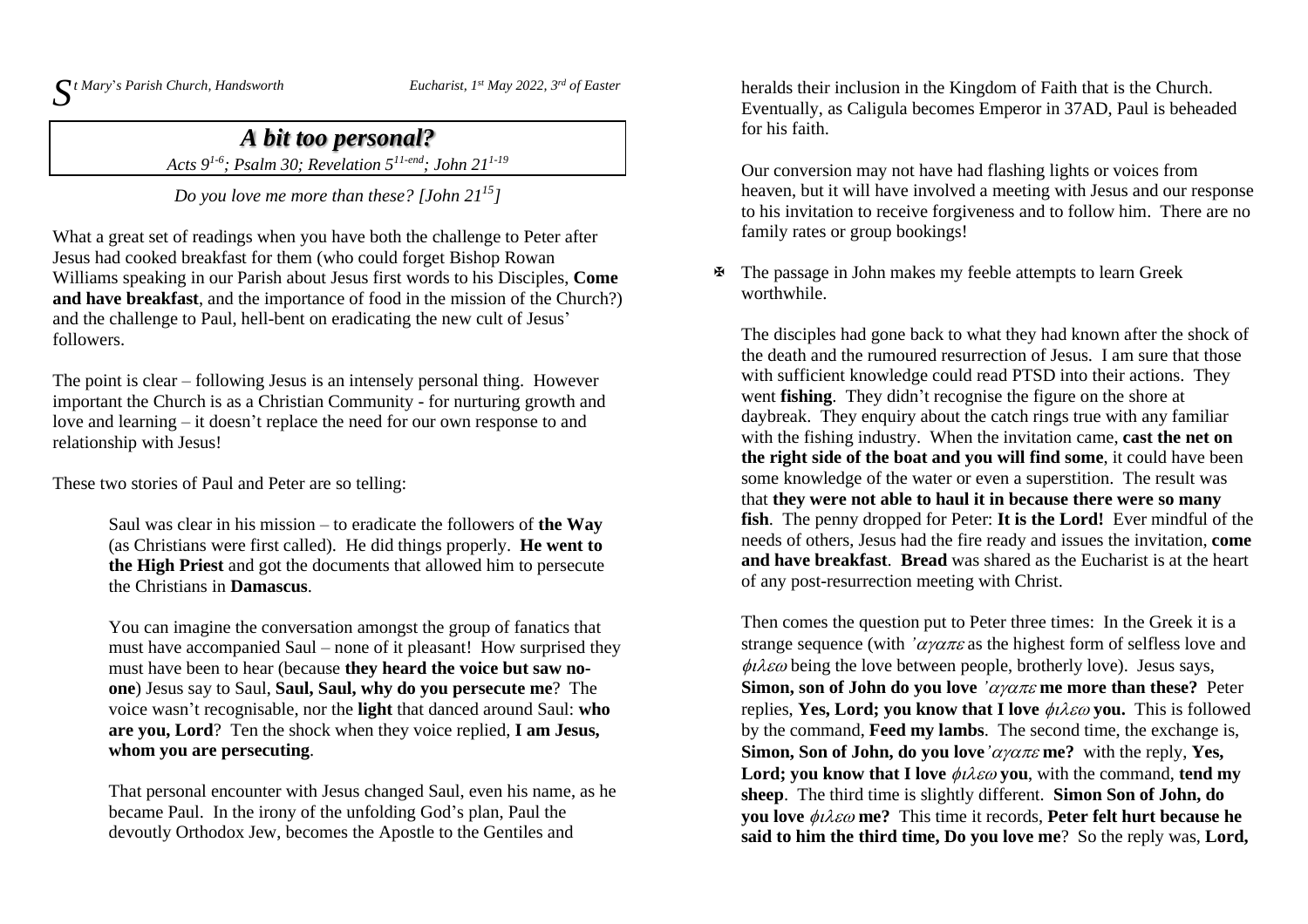*St Mary's Parish Church, Handsworth* *Eucharist, 1st May 2022, 3rd of Easter*

# *A bit too personal?*

*Acts 9[1-6]; Psalm 30; Revelation 5[11-end]; John 21[1-19]*

*Do you love me more than these? [John 21[15]]*

What a great set of readings when you have both the challenge to Peter after Jesus had cooked breakfast for them (who could forget Bishop Rowan Williams speaking in our Parish about Jesus first words to his Disciples, **Come and have breakfast**, and the importance of food in the mission of the Church?) and the challenge to Paul, hell-bent on eradicating the new cult of Jesus' followers.

The point is clear – following Jesus is an intensely personal thing. However important the Church is as a Christian Community - for nurturing growth and love and learning – it doesn't replace the need for our own response to and relationship with Jesus!

These two stories of Paul and Peter are so telling:

> Saul was clear in his mission – to eradicate the followers of **the Way** (as Christians were first called). He did things properly. **He went to the High Priest** and got the documents that allowed him to persecute the Christians in **Damascus**.
>
> You can imagine the conversation amongst the group of fanatics that must have accompanied Saul – none of it pleasant! How surprised they must have been to hear (because **they heard the voice but saw no-one**) Jesus say to Saul, **Saul, Saul, why do you persecute me**? The voice wasn't recognisable, nor the **light** that danced around Saul: **who are you, Lord**? Ten the shock when they voice replied, **I am Jesus, whom you are persecuting**.
>
> That personal encounter with Jesus changed Saul, even his name, as he became Paul. In the irony of the unfolding God's plan, Paul the devoutly Orthodox Jew, becomes the Apostle to the Gentiles and heralds their inclusion in the Kingdom of Faith that is the Church. Eventually, as Caligula becomes Emperor in 37AD, Paul is beheaded for his faith.
>
> Our conversion may not have had flashing lights or voices from heaven, but it will have involved a meeting with Jesus and our response to his invitation to receive forgiveness and to follow him. There are no family rates or group bookings!

- The passage in John makes my feeble attempts to learn Greek worthwhile.

  The disciples had gone back to what they had known after the shock of the death and the rumoured resurrection of Jesus. I am sure that those with sufficient knowledge could read PTSD into their actions. They went **fishing**. They didn't recognise the figure on the shore at daybreak. They enquiry about the catch rings true with any familiar with the fishing industry. When the invitation came, **cast the net on the right side of the boat and you will find some**, it could have been some knowledge of the water or even a superstition. The result was that **they were not able to haul it in because there were so many fish**. The penny dropped for Peter: **It is the Lord!** Ever mindful of the needs of others, Jesus had the fire ready and issues the invitation, **come and have breakfast**. **Bread** was shared as the Eucharist is at the heart of any post-resurrection meeting with Christ.

  Then comes the question put to Peter three times: In the Greek it is a strange sequence (with *'αγαπε* as the highest form of selfless love and *φιλεω* being the love between people, brotherly love). Jesus says, **Simon, son of John do you love *'αγαπε* me more than these?** Peter replies, **Yes, Lord; you know that I love *φιλεω* you.** This is followed by the command, **Feed my lambs**. The second time, the exchange is, **Simon, Son of John, do you love *'αγαπε* me?** with the reply, **Yes, Lord; you know that I love *φιλεω* you**, with the command, **tend my sheep**. The third time is slightly different. **Simon Son of John, do you love *φιλεω* me?** This time it records, **Peter felt hurt because he said to him the third time, Do you love me**? So the reply was, **Lord,**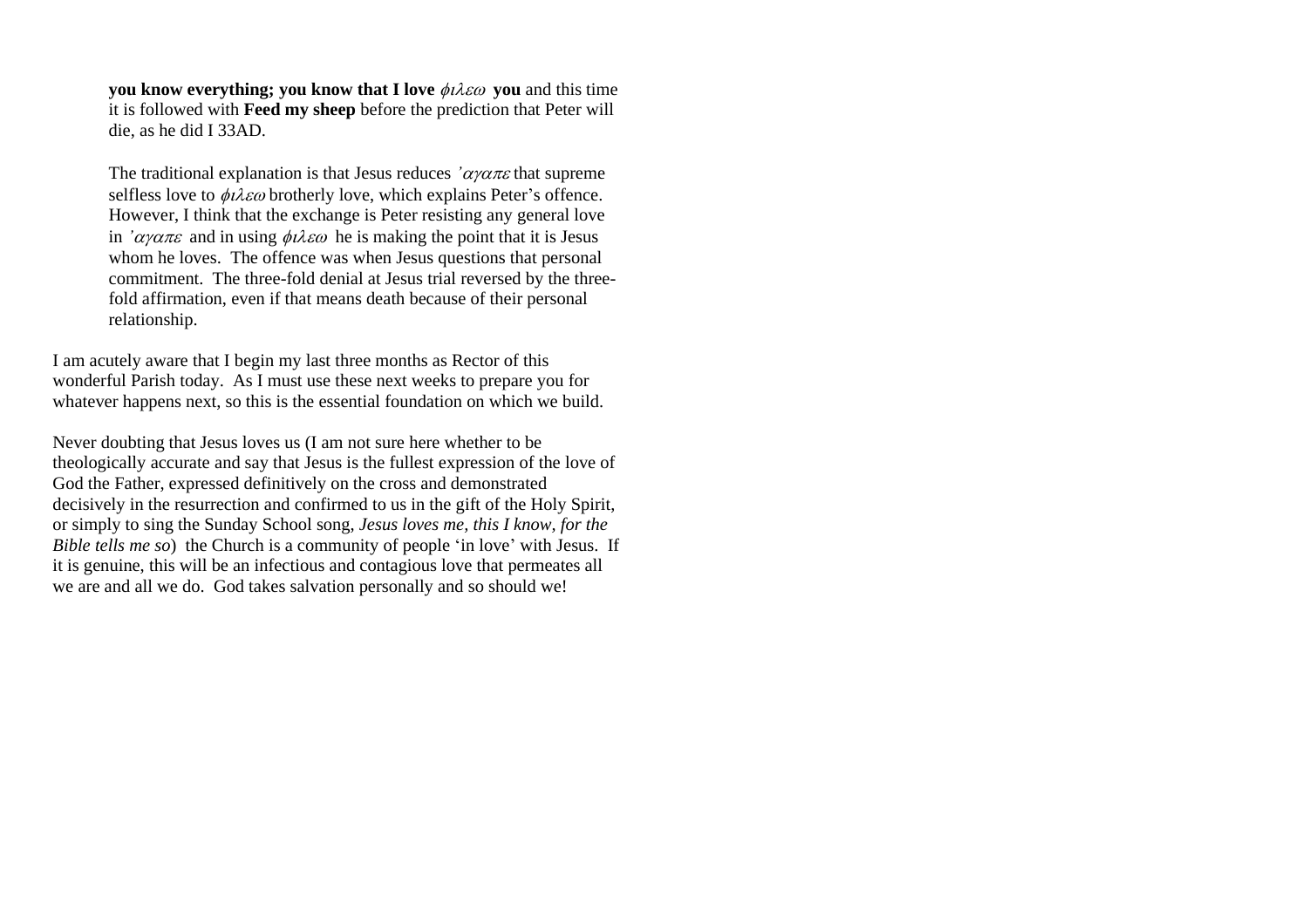**you know everything; you know that I love** $\phi\iota\lambda\epsilon\omega$ **you** and this time it is followed with **Feed my sheep** before the prediction that Peter will die, as he did I 33AD.

The traditional explanation is that Jesus reduces $'\alpha\gamma\alpha\pi\epsilon$ that supreme selfless love to $\phi\iota\lambda\epsilon\omega$ brotherly love, which explains Peter's offence. However, I think that the exchange is Peter resisting any general love in $'\alpha\gamma\alpha\pi\epsilon$ and in using $\phi\iota\lambda\epsilon\omega$ he is making the point that it is Jesus whom he loves. The offence was when Jesus questions that personal commitment. The three-fold denial at Jesus trial reversed by the three-fold affirmation, even if that means death because of their personal relationship.

I am acutely aware that I begin my last three months as Rector of this wonderful Parish today. As I must use these next weeks to prepare you for whatever happens next, so this is the essential foundation on which we build.

Never doubting that Jesus loves us (I am not sure here whether to be theologically accurate and say that Jesus is the fullest expression of the love of God the Father, expressed definitively on the cross and demonstrated decisively in the resurrection and confirmed to us in the gift of the Holy Spirit, or simply to sing the Sunday School song, *Jesus loves me, this I know, for the Bible tells me so*) the Church is a community of people 'in love' with Jesus. If it is genuine, this will be an infectious and contagious love that permeates all we are and all we do. God takes salvation personally and so should we!